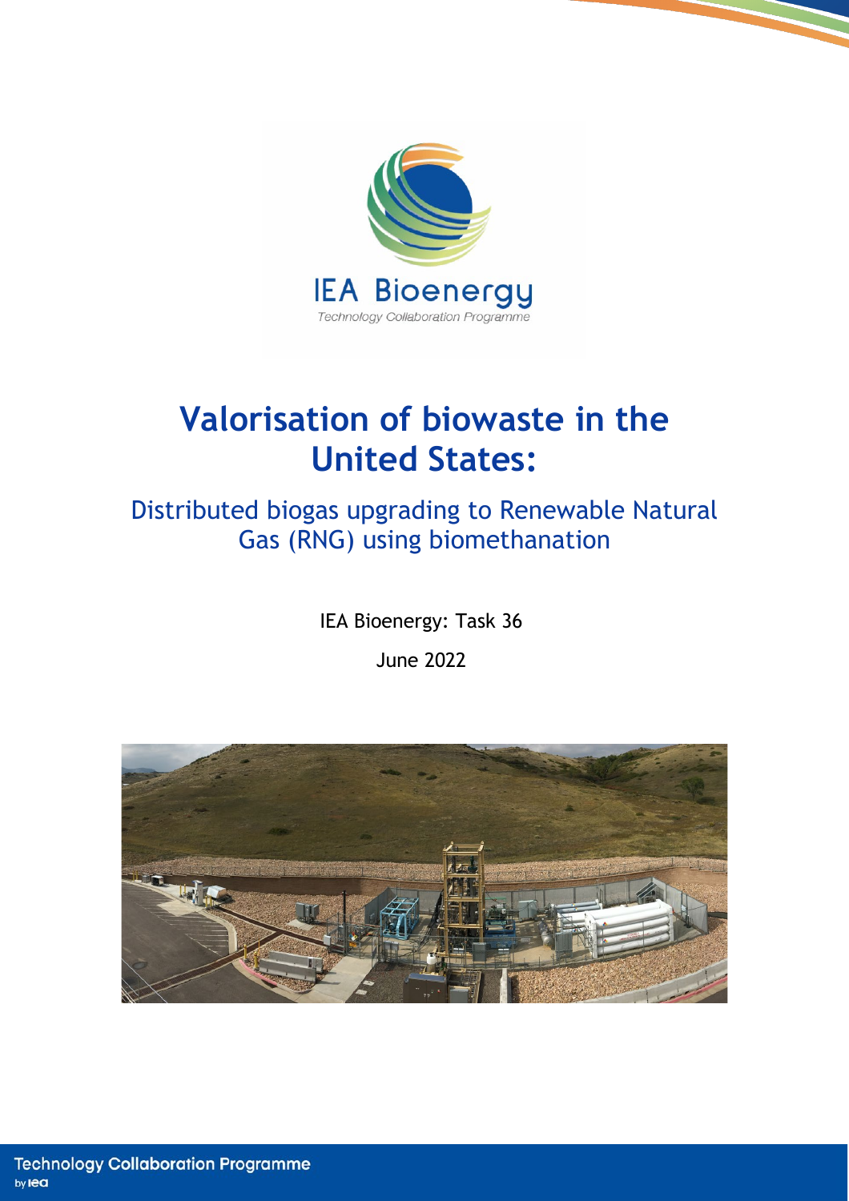IEA Bioenergy

Technology Collaboration Programme

# Valorisation of biowaste in the United States:

## Distributed biogas upgrading to Renewable Natural Gas (RNG) using biomethanation

IEA Bioenergy: Task 36

June 2022

Technology Collaboration Programme by iea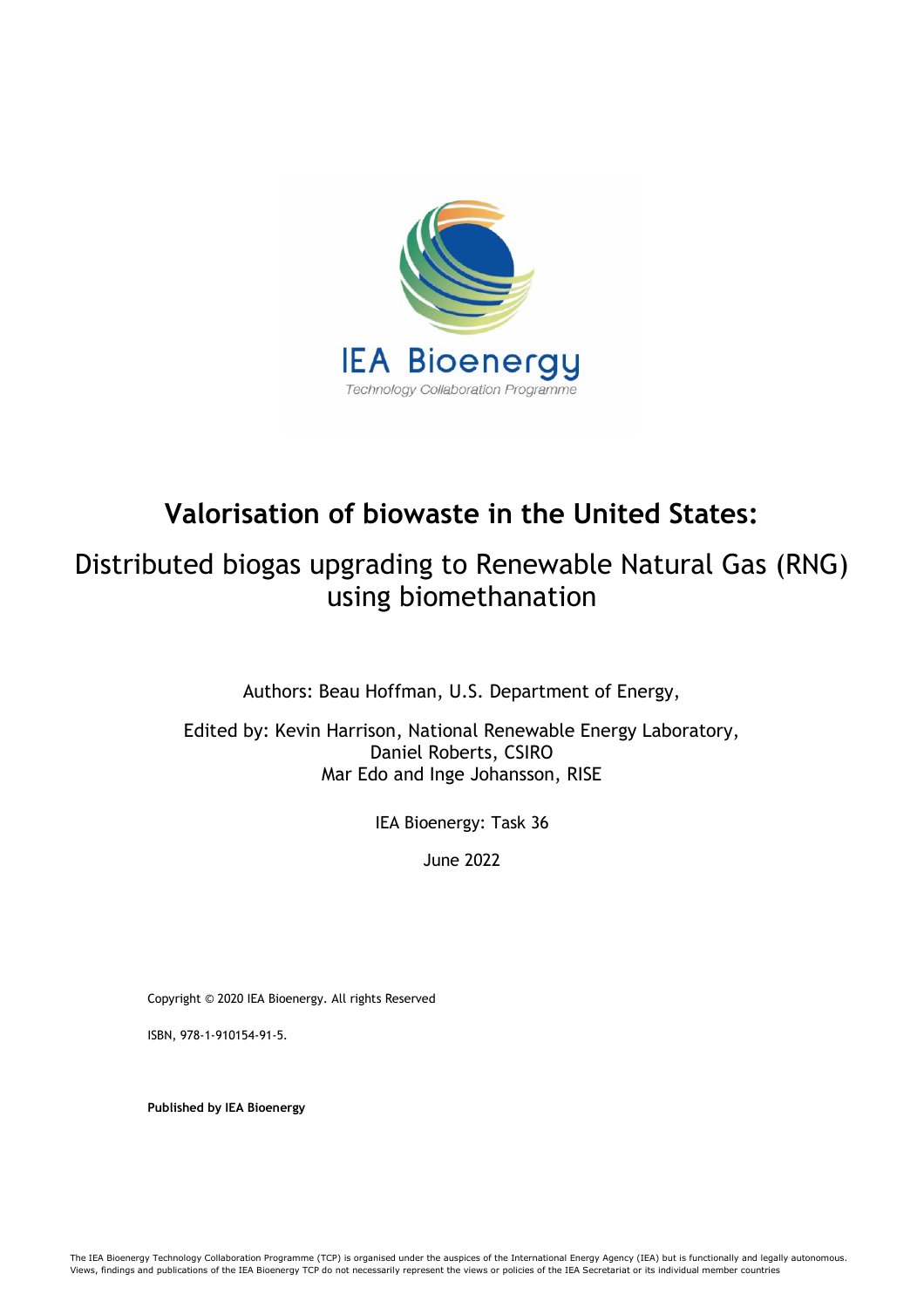# Valorisation of biowaste in the United States:

## Distributed biogas upgrading to Renewable Natural Gas (RNG) using biomethanation

Authors: Beau Hoffman, U.S. Department of Energy,

Edited by: Kevin Harrison, National Renewable Energy Laboratory,
Daniel Roberts, CSIRO
Mar Edo and Inge Johansson, RISE

IEA Bioenergy: Task 36

June 2022

Copyright © 2020 IEA Bioenergy. All rights Reserved

ISBN, 978-1-910154-91-5.

**Published by IEA Bioenergy**

The IEA Bioenergy Technology Collaboration Programme (TCP) is organised under the auspices of the International Energy Agency (IEA) but is functionally and legally autonomous. Views, findings and publications of the IEA Bioenergy TCP do not necessarily represent the views or policies of the IEA Secretariat or its individual member countries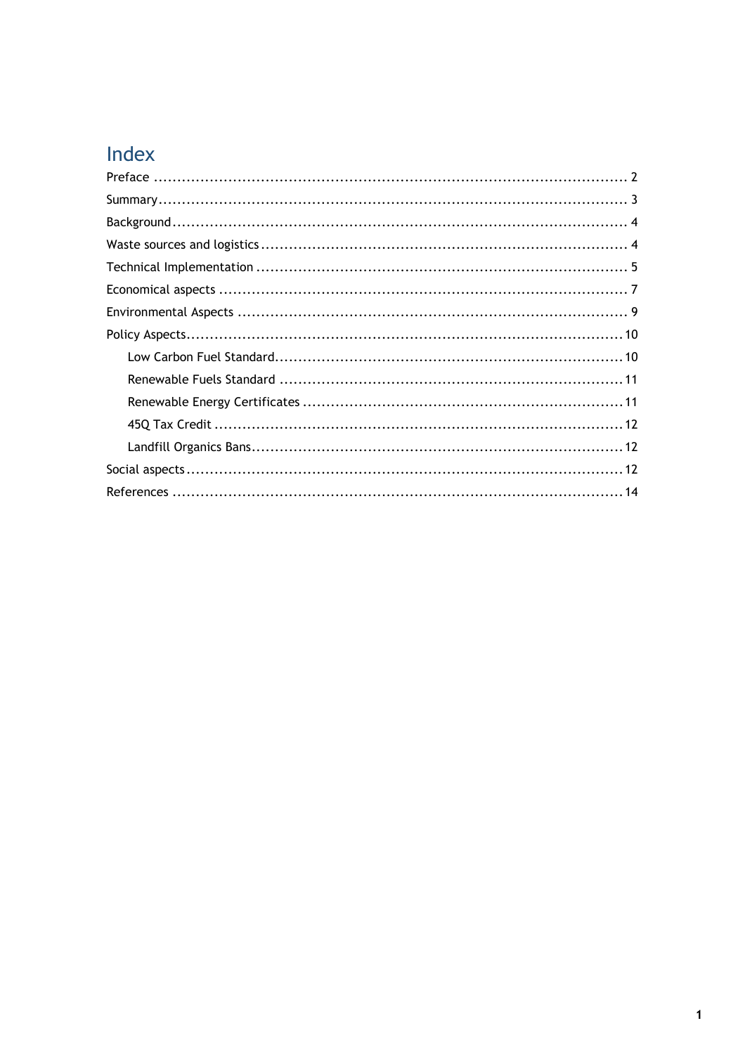# Index

Preface ........................................................................................................ 2

Summary ........................................................................................................ 3

Background ..................................................................................................... 4

Waste sources and logistics ............................................................................... 4

Technical Implementation .................................................................................. 5

Economical aspects ........................................................................................... 7

Environmental Aspects ...................................................................................... 9

Policy Aspects .................................................................................................. 10

- Low Carbon Fuel Standard ............................................................................ 10
- Renewable Fuels Standard ............................................................................ 11
- Renewable Energy Certificates ...................................................................... 11
- 45Q Tax Credit ........................................................................................... 12
- Landfill Organics Bans .................................................................................. 12

Social aspects .................................................................................................. 12

References ...................................................................................................... 14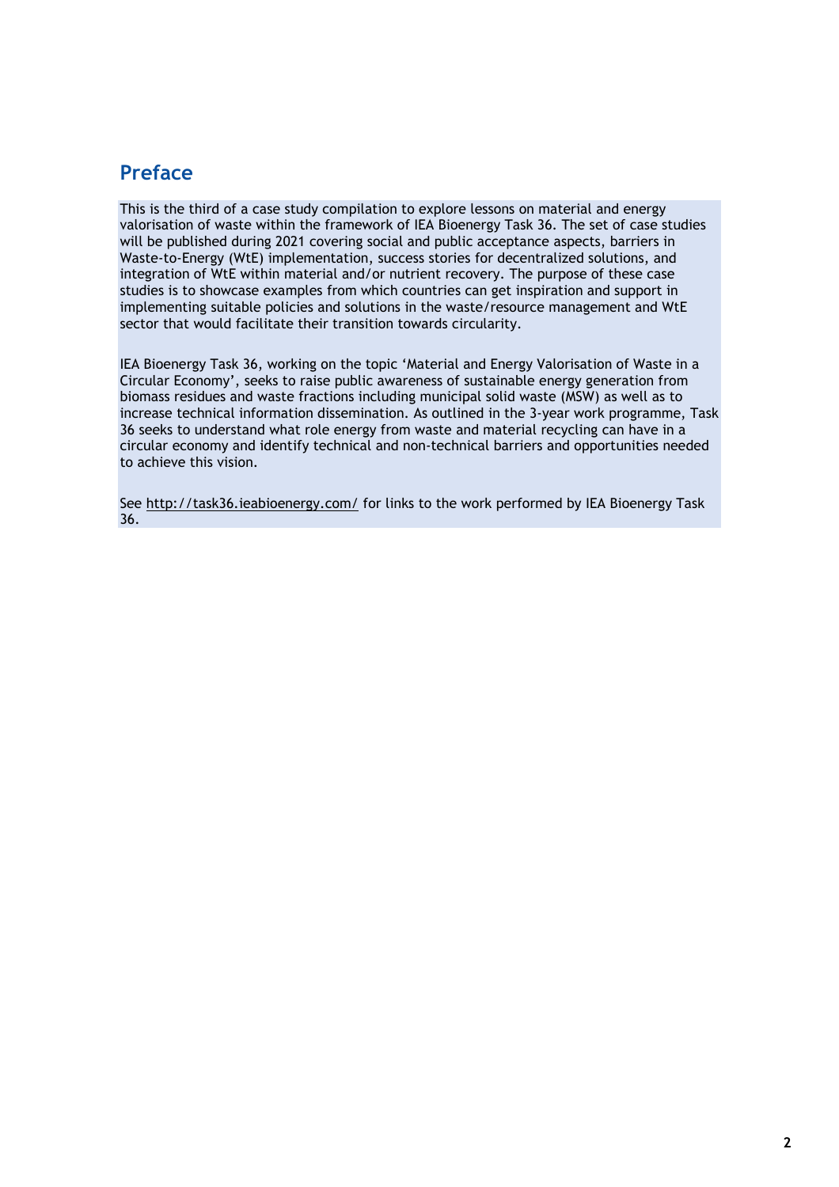## Preface

This is the third of a case study compilation to explore lessons on material and energy valorisation of waste within the framework of IEA Bioenergy Task 36. The set of case studies will be published during 2021 covering social and public acceptance aspects, barriers in Waste-to-Energy (WtE) implementation, success stories for decentralized solutions, and integration of WtE within material and/or nutrient recovery. The purpose of these case studies is to showcase examples from which countries can get inspiration and support in implementing suitable policies and solutions in the waste/resource management and WtE sector that would facilitate their transition towards circularity.

IEA Bioenergy Task 36, working on the topic 'Material and Energy Valorisation of Waste in a Circular Economy', seeks to raise public awareness of sustainable energy generation from biomass residues and waste fractions including municipal solid waste (MSW) as well as to increase technical information dissemination. As outlined in the 3-year work programme, Task 36 seeks to understand what role energy from waste and material recycling can have in a circular economy and identify technical and non-technical barriers and opportunities needed to achieve this vision.

See http://task36.ieabioenergy.com/ for links to the work performed by IEA Bioenergy Task 36.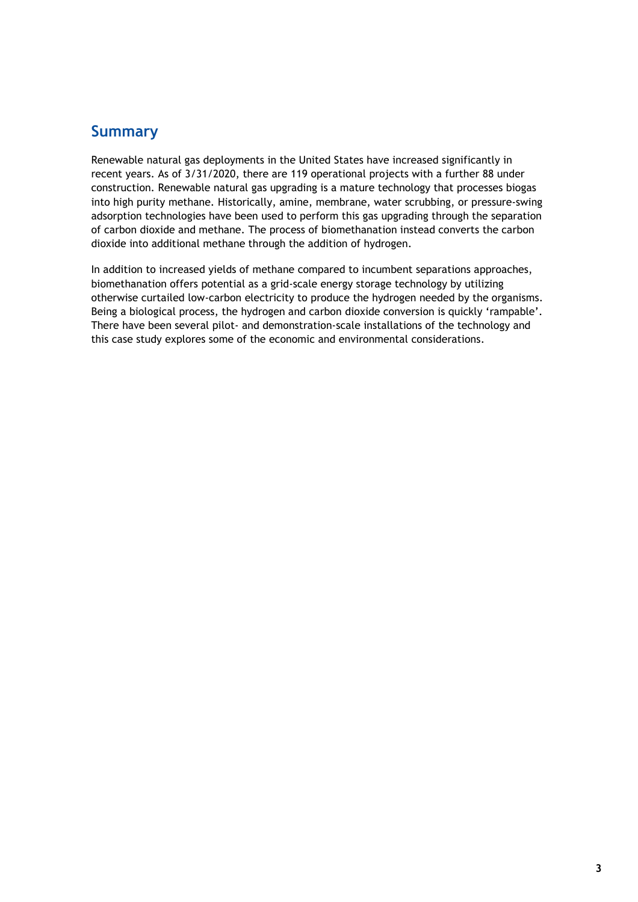## Summary

Renewable natural gas deployments in the United States have increased significantly in recent years. As of 3/31/2020, there are 119 operational projects with a further 88 under construction. Renewable natural gas upgrading is a mature technology that processes biogas into high purity methane. Historically, amine, membrane, water scrubbing, or pressure-swing adsorption technologies have been used to perform this gas upgrading through the separation of carbon dioxide and methane. The process of biomethanation instead converts the carbon dioxide into additional methane through the addition of hydrogen.

In addition to increased yields of methane compared to incumbent separations approaches, biomethanation offers potential as a grid-scale energy storage technology by utilizing otherwise curtailed low-carbon electricity to produce the hydrogen needed by the organisms. Being a biological process, the hydrogen and carbon dioxide conversion is quickly 'rampable'. There have been several pilot- and demonstration-scale installations of the technology and this case study explores some of the economic and environmental considerations.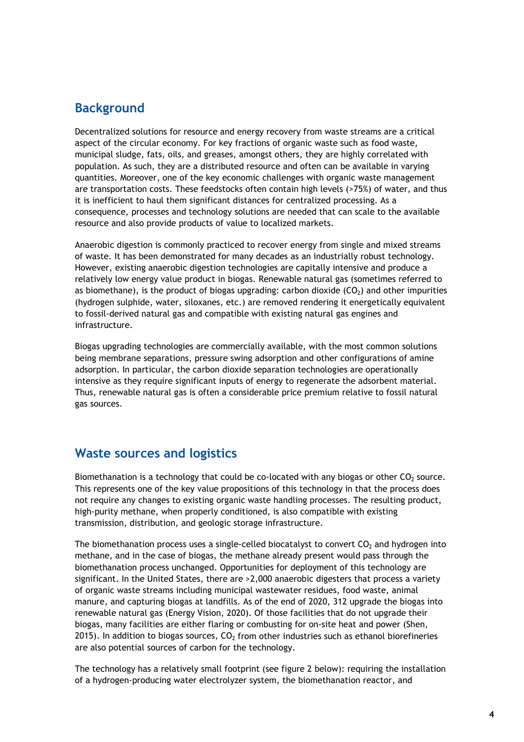## Background

Decentralized solutions for resource and energy recovery from waste streams are a critical aspect of the circular economy. For key fractions of organic waste such as food waste, municipal sludge, fats, oils, and greases, amongst others, they are highly correlated with population. As such, they are a distributed resource and often can be available in varying quantities. Moreover, one of the key economic challenges with organic waste management are transportation costs. These feedstocks often contain high levels (>75%) of water, and thus it is inefficient to haul them significant distances for centralized processing. As a consequence, processes and technology solutions are needed that can scale to the available resource and also provide products of value to localized markets.

Anaerobic digestion is commonly practiced to recover energy from single and mixed streams of waste. It has been demonstrated for many decades as an industrially robust technology. However, existing anaerobic digestion technologies are capitally intensive and produce a relatively low energy value product in biogas. Renewable natural gas (sometimes referred to as biomethane), is the product of biogas upgrading: carbon dioxide ($CO_2$) and other impurities (hydrogen sulphide, water, siloxanes, etc.) are removed rendering it energetically equivalent to fossil-derived natural gas and compatible with existing natural gas engines and infrastructure.

Biogas upgrading technologies are commercially available, with the most common solutions being membrane separations, pressure swing adsorption and other configurations of amine adsorption. In particular, the carbon dioxide separation technologies are operationally intensive as they require significant inputs of energy to regenerate the adsorbent material. Thus, renewable natural gas is often a considerable price premium relative to fossil natural gas sources.

## Waste sources and logistics

Biomethanation is a technology that could be co-located with any biogas or other $CO_2$ source. This represents one of the key value propositions of this technology in that the process does not require any changes to existing organic waste handling processes. The resulting product, high-purity methane, when properly conditioned, is also compatible with existing transmission, distribution, and geologic storage infrastructure.

The biomethanation process uses a single-celled biocatalyst to convert $CO_2$ and hydrogen into methane, and in the case of biogas, the methane already present would pass through the biomethanation process unchanged. Opportunities for deployment of this technology are significant. In the United States, there are >2,000 anaerobic digesters that process a variety of organic waste streams including municipal wastewater residues, food waste, animal manure, and capturing biogas at landfills. As of the end of 2020, 312 upgrade the biogas into renewable natural gas (Energy Vision, 2020). Of those facilities that do not upgrade their biogas, many facilities are either flaring or combusting for on-site heat and power (Shen, 2015). In addition to biogas sources, $CO_2$ from other industries such as ethanol biorefineries are also potential sources of carbon for the technology.

The technology has a relatively small footprint (see figure 2 below): requiring the installation of a hydrogen-producing water electrolyzer system, the biomethanation reactor, and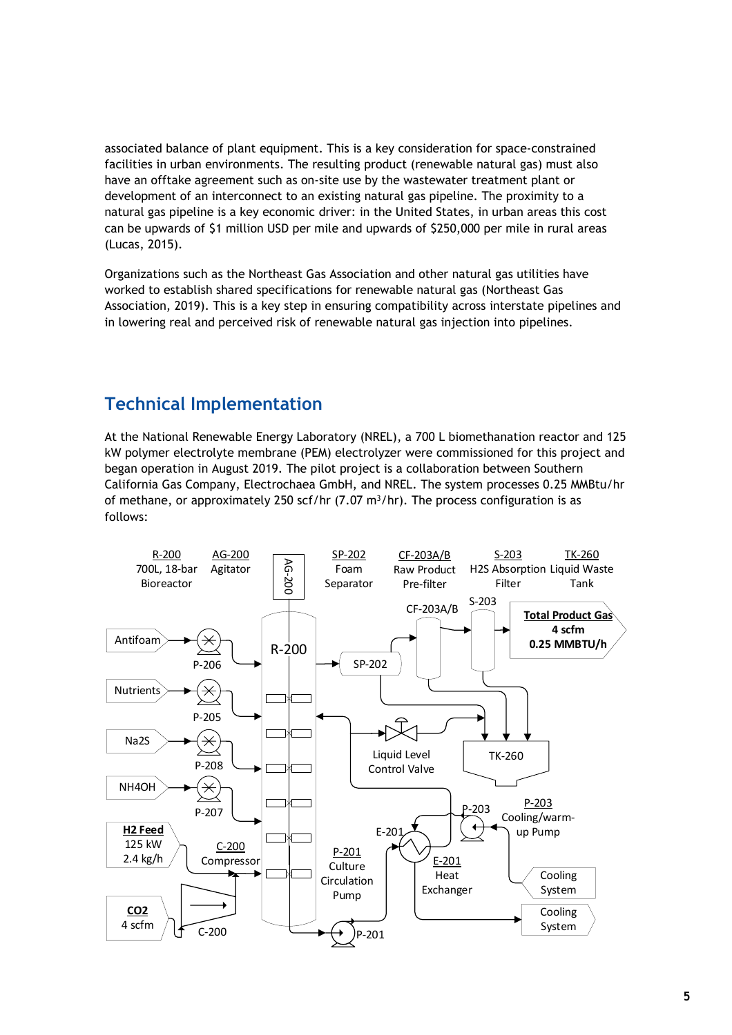associated balance of plant equipment. This is a key consideration for space-constrained facilities in urban environments. The resulting product (renewable natural gas) must also have an offtake agreement such as on-site use by the wastewater treatment plant or development of an interconnect to an existing natural gas pipeline. The proximity to a natural gas pipeline is a key economic driver: in the United States, in urban areas this cost can be upwards of $1 million USD per mile and upwards of $250,000 per mile in rural areas (Lucas, 2015).

Organizations such as the Northeast Gas Association and other natural gas utilities have worked to establish shared specifications for renewable natural gas (Northeast Gas Association, 2019). This is a key step in ensuring compatibility across interstate pipelines and in lowering real and perceived risk of renewable natural gas injection into pipelines.

## Technical Implementation

At the National Renewable Energy Laboratory (NREL), a 700 L biomethanation reactor and 125 kW polymer electrolyte membrane (PEM) electrolyzer were commissioned for this project and began operation in August 2019. The pilot project is a collaboration between Southern California Gas Company, Electrochaea GmbH, and NREL. The system processes 0.25 MMBtu/hr of methane, or approximately 250 scf/hr (7.07 m$^3$/hr). The process configuration is as follows:

R-200 700L, 18-bar Bioreactor | AG-200 Agitator | SP-202 Foam Separator | CF-203A/B Raw Product Pre-filter | S-203 H2S Absorption Filter | TK-260 Liquid Waste Tank

AG-200 | R-200 | SP-202 | CF-203A/B | S-203 | Total Product Gas 4 scfm 0.25 MMBTU/h

Antifoam | P-206 | Nutrients | P-205 | $Na_2S$ | P-208 | $NH_4OH$ | P-207

H2 Feed 125 kW 2.4 kg/h | C-200 Compressor | CO2 4 scfm | C-200

Liquid Level Control Valve | TK-260

E-201 | P-203 | P-203 Cooling/warm-up Pump | Cooling System

P-201 Culture Circulation Pump | E-201 Heat Exchanger | Cooling System | P-201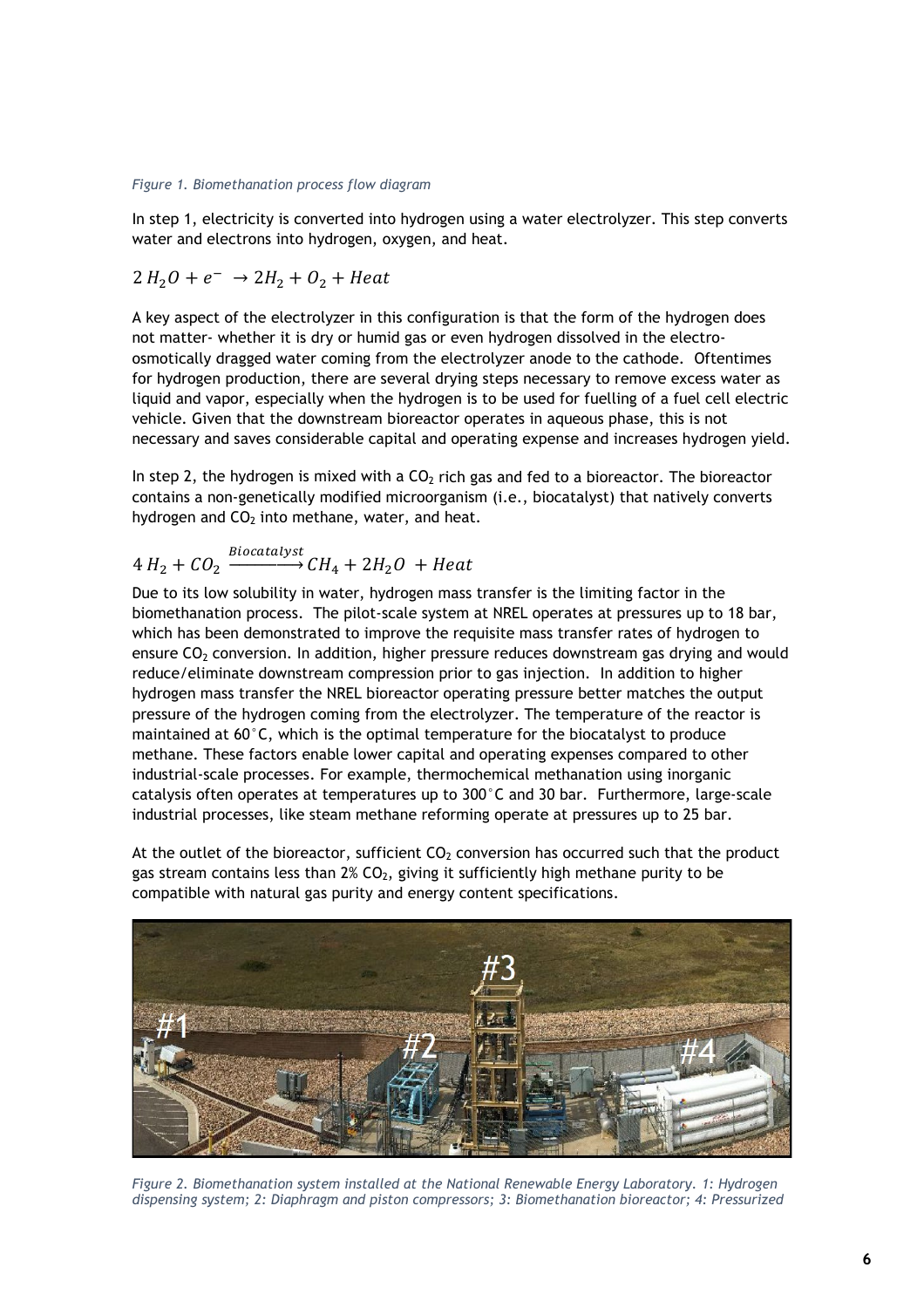*Figure 1. Biomethanation process flow diagram*

In step 1, electricity is converted into hydrogen using a water electrolyzer. This step converts water and electrons into hydrogen, oxygen, and heat.

$$2\,H_2O + e^- \rightarrow 2H_2 + O_2 + Heat$$

A key aspect of the electrolyzer in this configuration is that the form of the hydrogen does not matter- whether it is dry or humid gas or even hydrogen dissolved in the electro-osmotically dragged water coming from the electrolyzer anode to the cathode. Oftentimes for hydrogen production, there are several drying steps necessary to remove excess water as liquid and vapor, especially when the hydrogen is to be used for fuelling of a fuel cell electric vehicle. Given that the downstream bioreactor operates in aqueous phase, this is not necessary and saves considerable capital and operating expense and increases hydrogen yield.

In step 2, the hydrogen is mixed with a $CO_2$ rich gas and fed to a bioreactor. The bioreactor contains a non-genetically modified microorganism (i.e., biocatalyst) that natively converts hydrogen and $CO_2$ into methane, water, and heat.

$$4\,H_2 + CO_2 \xrightarrow{Biocatalyst} CH_4 + 2H_2O\; + Heat$$

Due to its low solubility in water, hydrogen mass transfer is the limiting factor in the biomethanation process. The pilot-scale system at NREL operates at pressures up to 18 bar, which has been demonstrated to improve the requisite mass transfer rates of hydrogen to ensure $CO_2$ conversion. In addition, higher pressure reduces downstream gas drying and would reduce/eliminate downstream compression prior to gas injection. In addition to higher hydrogen mass transfer the NREL bioreactor operating pressure better matches the output pressure of the hydrogen coming from the electrolyzer. The temperature of the reactor is maintained at 60°C, which is the optimal temperature for the biocatalyst to produce methane. These factors enable lower capital and operating expenses compared to other industrial-scale processes. For example, thermochemical methanation using inorganic catalysis often operates at temperatures up to 300°C and 30 bar. Furthermore, large-scale industrial processes, like steam methane reforming operate at pressures up to 25 bar.

At the outlet of the bioreactor, sufficient $CO_2$ conversion has occurred such that the product gas stream contains less than 2% $CO_2$, giving it sufficiently high methane purity to be compatible with natural gas purity and energy content specifications.

*Figure 2. Biomethanation system installed at the National Renewable Energy Laboratory. 1: Hydrogen dispensing system; 2: Diaphragm and piston compressors; 3: Biomethanation bioreactor; 4: Pressurized*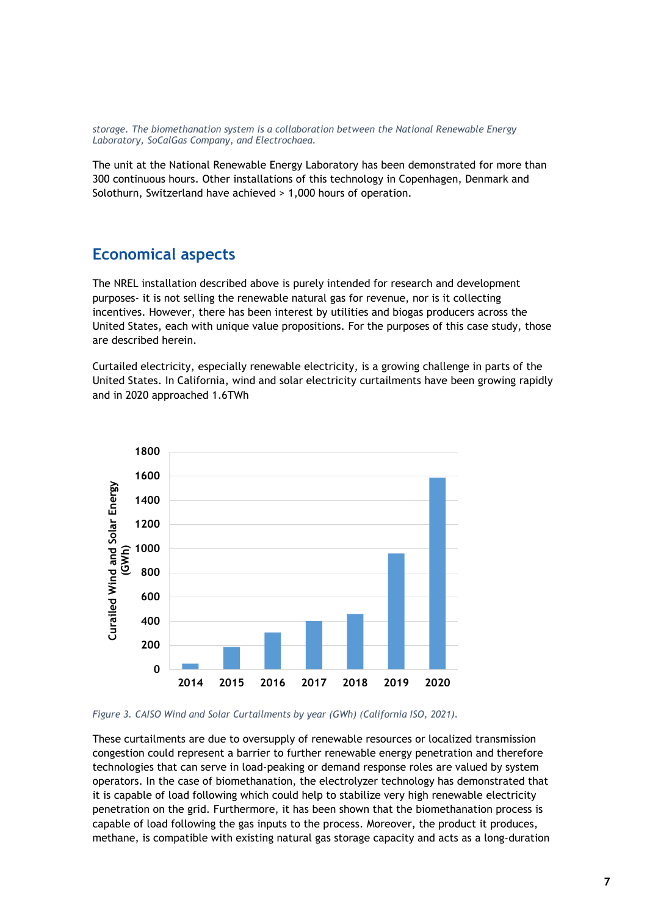*storage. The biomethanation system is a collaboration between the National Renewable Energy Laboratory, SoCalGas Company, and Electrochaea.*

The unit at the National Renewable Energy Laboratory has been demonstrated for more than 300 continuous hours. Other installations of this technology in Copenhagen, Denmark and Solothurn, Switzerland have achieved > 1,000 hours of operation.

## Economical aspects

The NREL installation described above is purely intended for research and development purposes- it is not selling the renewable natural gas for revenue, nor is it collecting incentives. However, there has been interest by utilities and biogas producers across the United States, each with unique value propositions. For the purposes of this case study, those are described herein.

Curtailed electricity, especially renewable electricity, is a growing challenge in parts of the United States. In California, wind and solar electricity curtailments have been growing rapidly and in 2020 approached 1.6TWh

*Figure 3. CAISO Wind and Solar Curtailments by year (GWh) (California ISO, 2021).*

These curtailments are due to oversupply of renewable resources or localized transmission congestion could represent a barrier to further renewable energy penetration and therefore technologies that can serve in load-peaking or demand response roles are valued by system operators. In the case of biomethanation, the electrolyzer technology has demonstrated that it is capable of load following which could help to stabilize very high renewable electricity penetration on the grid. Furthermore, it has been shown that the biomethanation process is capable of load following the gas inputs to the process. Moreover, the product it produces, methane, is compatible with existing natural gas storage capacity and acts as a long-duration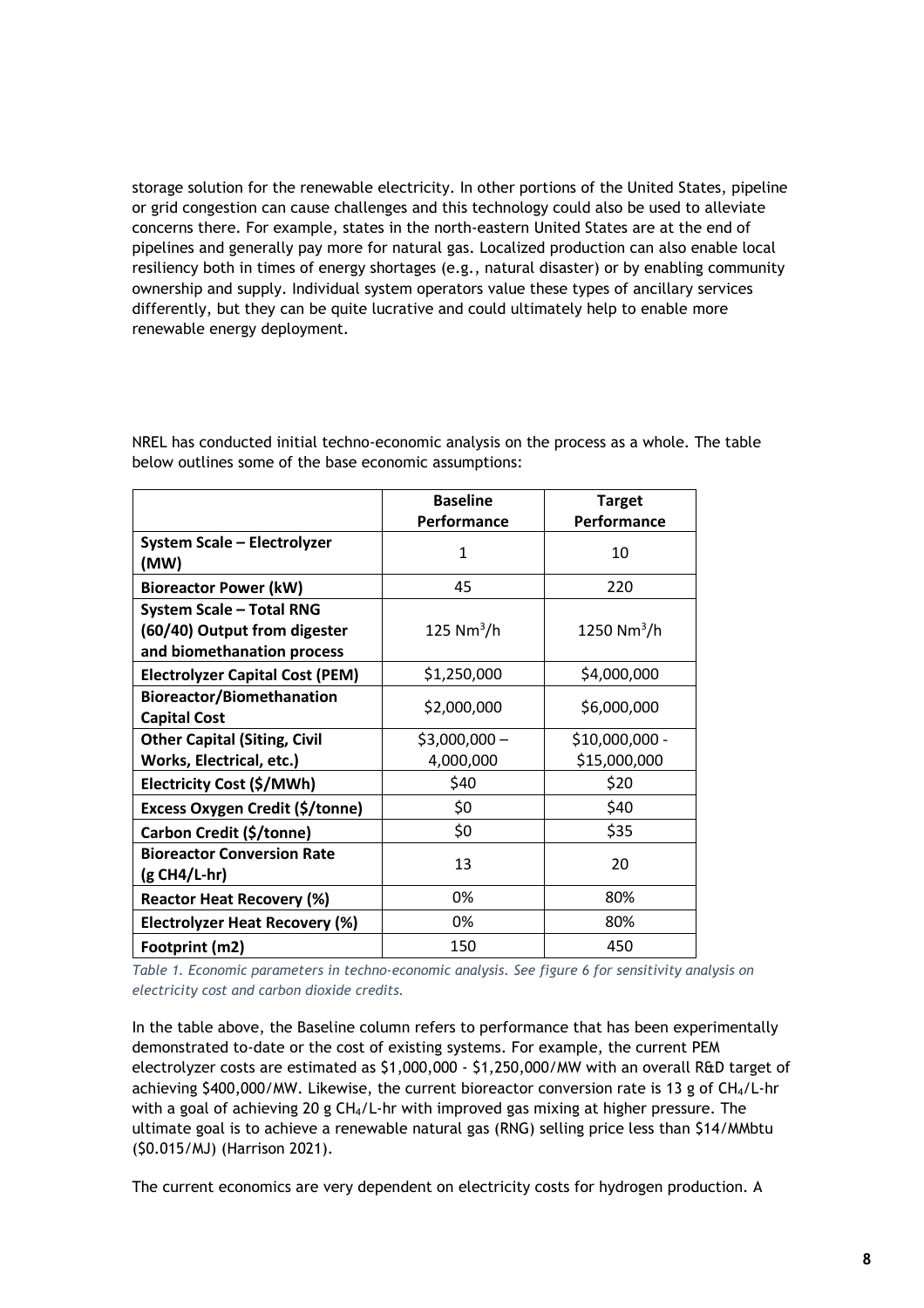storage solution for the renewable electricity. In other portions of the United States, pipeline or grid congestion can cause challenges and this technology could also be used to alleviate concerns there. For example, states in the north-eastern United States are at the end of pipelines and generally pay more for natural gas. Localized production can also enable local resiliency both in times of energy shortages (e.g., natural disaster) or by enabling community ownership and supply. Individual system operators value these types of ancillary services differently, but they can be quite lucrative and could ultimately help to enable more renewable energy deployment.

NREL has conducted initial techno-economic analysis on the process as a whole. The table below outlines some of the base economic assumptions:

| | **Baseline Performance** | **Target Performance** |
|---|---|---|
| **System Scale – Electrolyzer (MW)** | 1 | 10 |
| **Bioreactor Power (kW)** | 45 | 220 |
| **System Scale – Total RNG (60/40) Output from digester and biomethanation process** | 125 $Nm^3/h$ | 1250 $Nm^3/h$ |
| **Electrolyzer Capital Cost (PEM)** | $1,250,000 | $4,000,000 |
| **Bioreactor/Biomethanation Capital Cost** | $2,000,000 | $6,000,000 |
| **Other Capital (Siting, Civil Works, Electrical, etc.)** | $3,000,000 – 4,000,000 | $10,000,000 - $15,000,000 |
| **Electricity Cost ($/MWh)** | $40 | $20 |
| **Excess Oxygen Credit ($/tonne)** | $0 | $40 |
| **Carbon Credit ($/tonne)** | $0 | $35 |
| **Bioreactor Conversion Rate (g CH4/L-hr)** | 13 | 20 |
| **Reactor Heat Recovery (%)** | 0% | 80% |
| **Electrolyzer Heat Recovery (%)** | 0% | 80% |
| **Footprint (m2)** | 150 | 450 |

*Table 1. Economic parameters in techno-economic analysis. See figure 6 for sensitivity analysis on electricity cost and carbon dioxide credits.*

In the table above, the Baseline column refers to performance that has been experimentally demonstrated to-date or the cost of existing systems. For example, the current PEM electrolyzer costs are estimated as $1,000,000 - $1,250,000/MW with an overall R&D target of achieving $400,000/MW. Likewise, the current bioreactor conversion rate is 13 g of $CH_4$/L-hr with a goal of achieving 20 g $CH_4$/L-hr with improved gas mixing at higher pressure. The ultimate goal is to achieve a renewable natural gas (RNG) selling price less than $14/MMbtu ($0.015/MJ) (Harrison 2021).

The current economics are very dependent on electricity costs for hydrogen production. A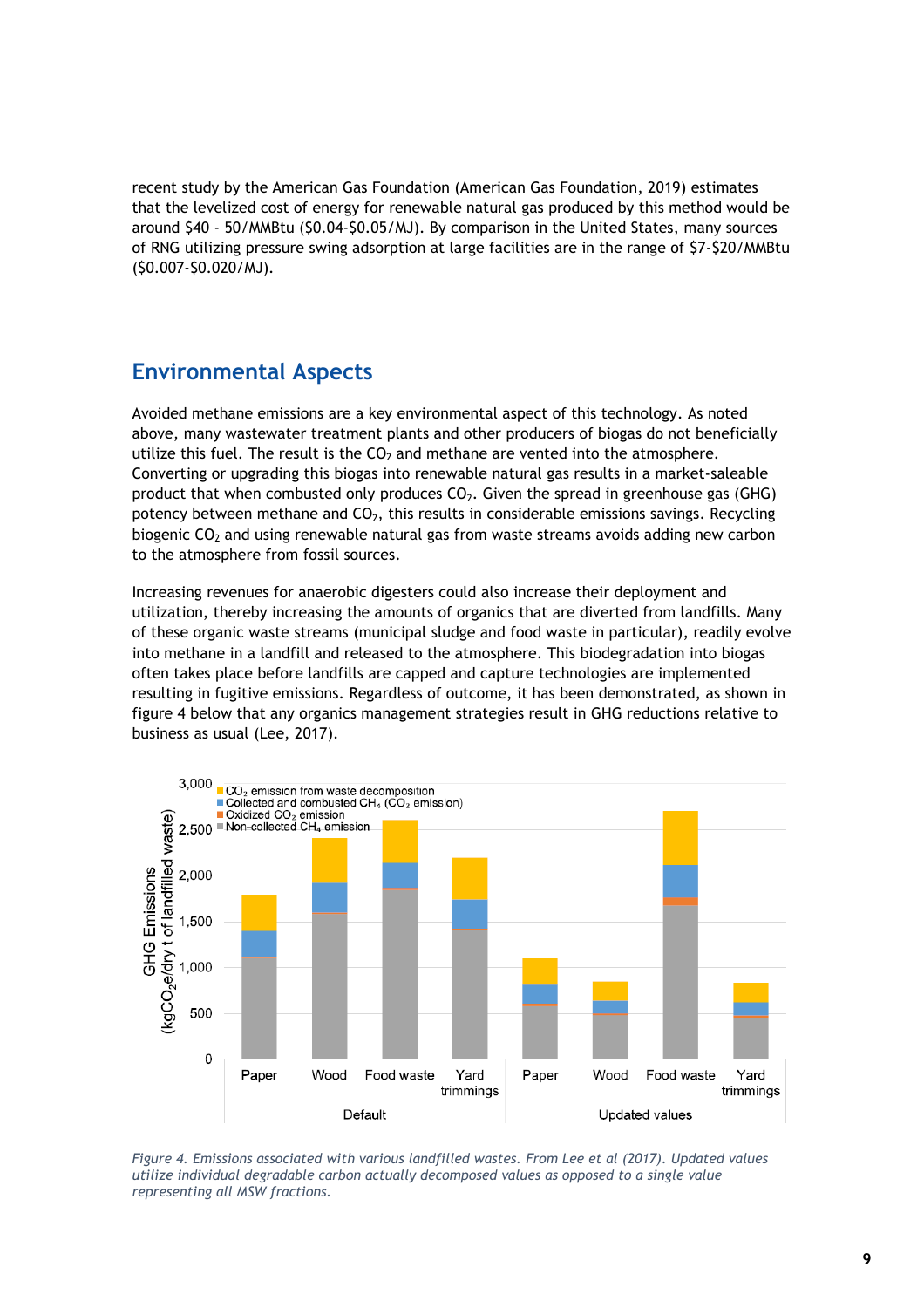recent study by the American Gas Foundation (American Gas Foundation, 2019) estimates that the levelized cost of energy for renewable natural gas produced by this method would be around $40 - 50/MMBtu ($0.04-$0.05/MJ). By comparison in the United States, many sources of RNG utilizing pressure swing adsorption at large facilities are in the range of $7-$20/MMBtu ($0.007-$0.020/MJ).

## Environmental Aspects

Avoided methane emissions are a key environmental aspect of this technology. As noted above, many wastewater treatment plants and other producers of biogas do not beneficially utilize this fuel. The result is the $CO_2$ and methane are vented into the atmosphere. Converting or upgrading this biogas into renewable natural gas results in a market-saleable product that when combusted only produces $CO_2$. Given the spread in greenhouse gas (GHG) potency between methane and $CO_2$, this results in considerable emissions savings. Recycling biogenic $CO_2$ and using renewable natural gas from waste streams avoids adding new carbon to the atmosphere from fossil sources.

Increasing revenues for anaerobic digesters could also increase their deployment and utilization, thereby increasing the amounts of organics that are diverted from landfills. Many of these organic waste streams (municipal sludge and food waste in particular), readily evolve into methane in a landfill and released to the atmosphere. This biodegradation into biogas often takes place before landfills are capped and capture technologies are implemented resulting in fugitive emissions. Regardless of outcome, it has been demonstrated, as shown in figure 4 below that any organics management strategies result in GHG reductions relative to business as usual (Lee, 2017).

*Figure 4. Emissions associated with various landfilled wastes. From Lee et al (2017). Updated values utilize individual degradable carbon actually decomposed values as opposed to a single value representing all MSW fractions.*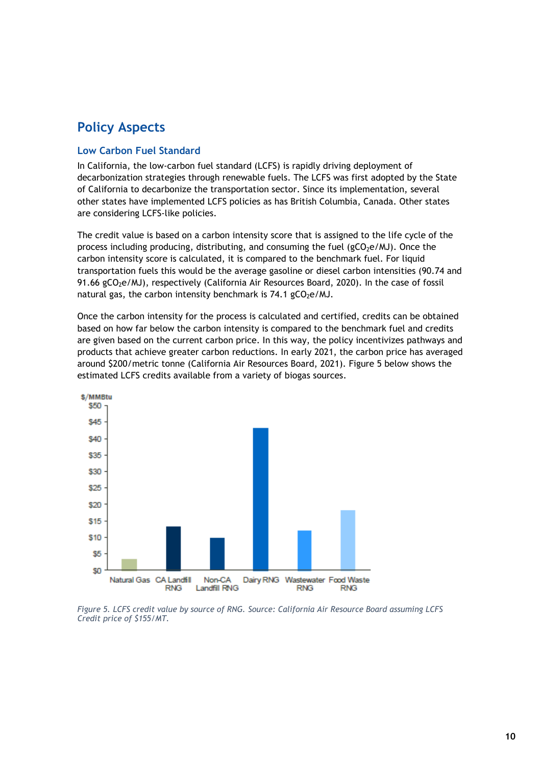## Policy Aspects

### Low Carbon Fuel Standard

In California, the low-carbon fuel standard (LCFS) is rapidly driving deployment of decarbonization strategies through renewable fuels. The LCFS was first adopted by the State of California to decarbonize the transportation sector. Since its implementation, several other states have implemented LCFS policies as has British Columbia, Canada. Other states are considering LCFS-like policies.

The credit value is based on a carbon intensity score that is assigned to the life cycle of the process including producing, distributing, and consuming the fuel ($gCO_2e/MJ$). Once the carbon intensity score is calculated, it is compared to the benchmark fuel. For liquid transportation fuels this would be the average gasoline or diesel carbon intensities (90.74 and 91.66 $gCO_2e/MJ$), respectively (California Air Resources Board, 2020). In the case of fossil natural gas, the carbon intensity benchmark is 74.1 $gCO_2e/MJ$.

Once the carbon intensity for the process is calculated and certified, credits can be obtained based on how far below the carbon intensity is compared to the benchmark fuel and credits are given based on the current carbon price. In this way, the policy incentivizes pathways and products that achieve greater carbon reductions. In early 2021, the carbon price has averaged around $200/metric tonne (California Air Resources Board, 2021). Figure 5 below shows the estimated LCFS credits available from a variety of biogas sources.

*Figure 5. LCFS credit value by source of RNG. Source: California Air Resource Board assuming LCFS Credit price of $155/MT.*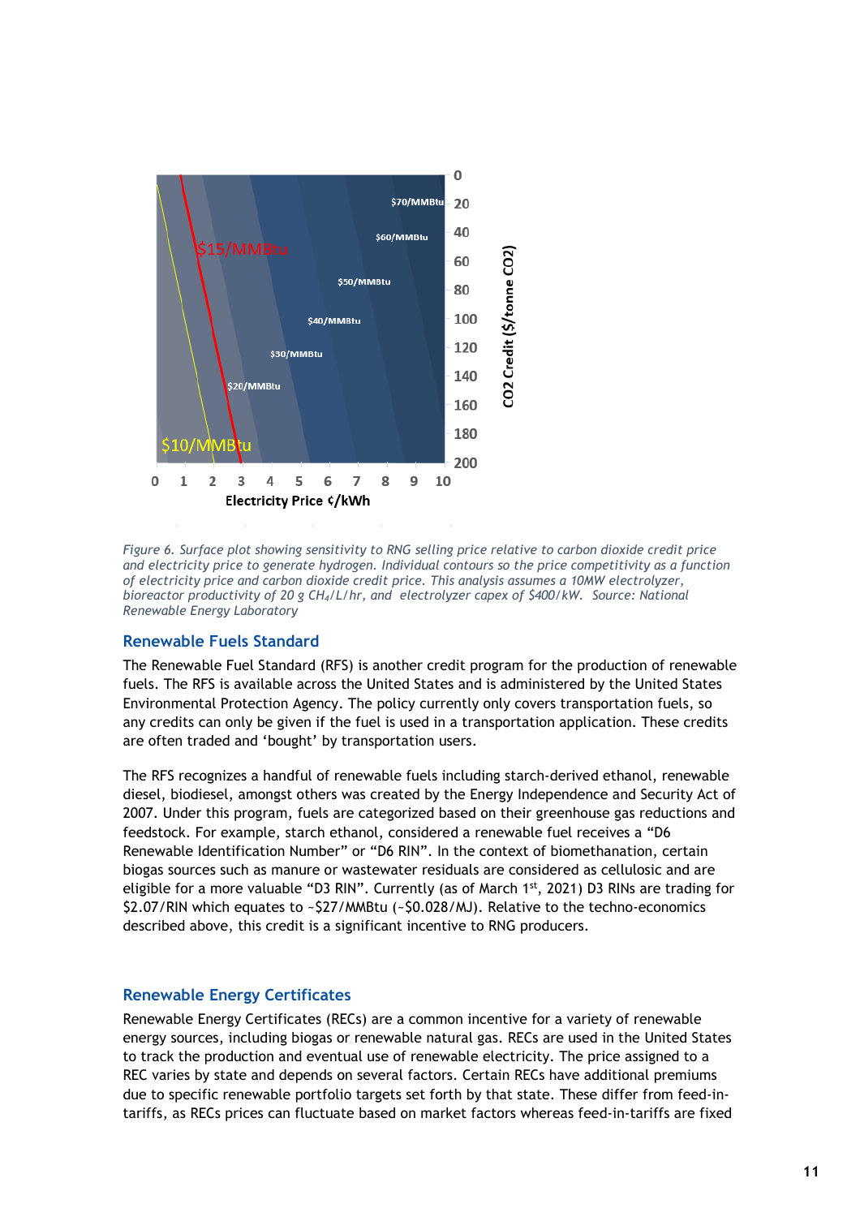Figure 6. Surface plot showing sensitivity to RNG selling price relative to carbon dioxide credit price and electricity price to generate hydrogen. Individual contours so the price competitivity as a function of electricity price and carbon dioxide credit price. This analysis assumes a 10MW electrolyzer, bioreactor productivity of 20 g $CH_4$/L/hr, and electrolyzer capex of \$400/kW. Source: National Renewable Energy Laboratory

## Renewable Fuels Standard

The Renewable Fuel Standard (RFS) is another credit program for the production of renewable fuels. The RFS is available across the United States and is administered by the United States Environmental Protection Agency. The policy currently only covers transportation fuels, so any credits can only be given if the fuel is used in a transportation application. These credits are often traded and 'bought' by transportation users.

The RFS recognizes a handful of renewable fuels including starch-derived ethanol, renewable diesel, biodiesel, amongst others was created by the Energy Independence and Security Act of 2007. Under this program, fuels are categorized based on their greenhouse gas reductions and feedstock. For example, starch ethanol, considered a renewable fuel receives a "D6 Renewable Identification Number" or "D6 RIN". In the context of biomethanation, certain biogas sources such as manure or wastewater residuals are considered as cellulosic and are eligible for a more valuable "D3 RIN". Currently (as of March 1st, 2021) D3 RINs are trading for \$2.07/RIN which equates to ~\$27/MMBtu (~\$0.028/MJ). Relative to the techno-economics described above, this credit is a significant incentive to RNG producers.

## Renewable Energy Certificates

Renewable Energy Certificates (RECs) are a common incentive for a variety of renewable energy sources, including biogas or renewable natural gas. RECs are used in the United States to track the production and eventual use of renewable electricity. The price assigned to a REC varies by state and depends on several factors. Certain RECs have additional premiums due to specific renewable portfolio targets set forth by that state. These differ from feed-in-tariffs, as RECs prices can fluctuate based on market factors whereas feed-in-tariffs are fixed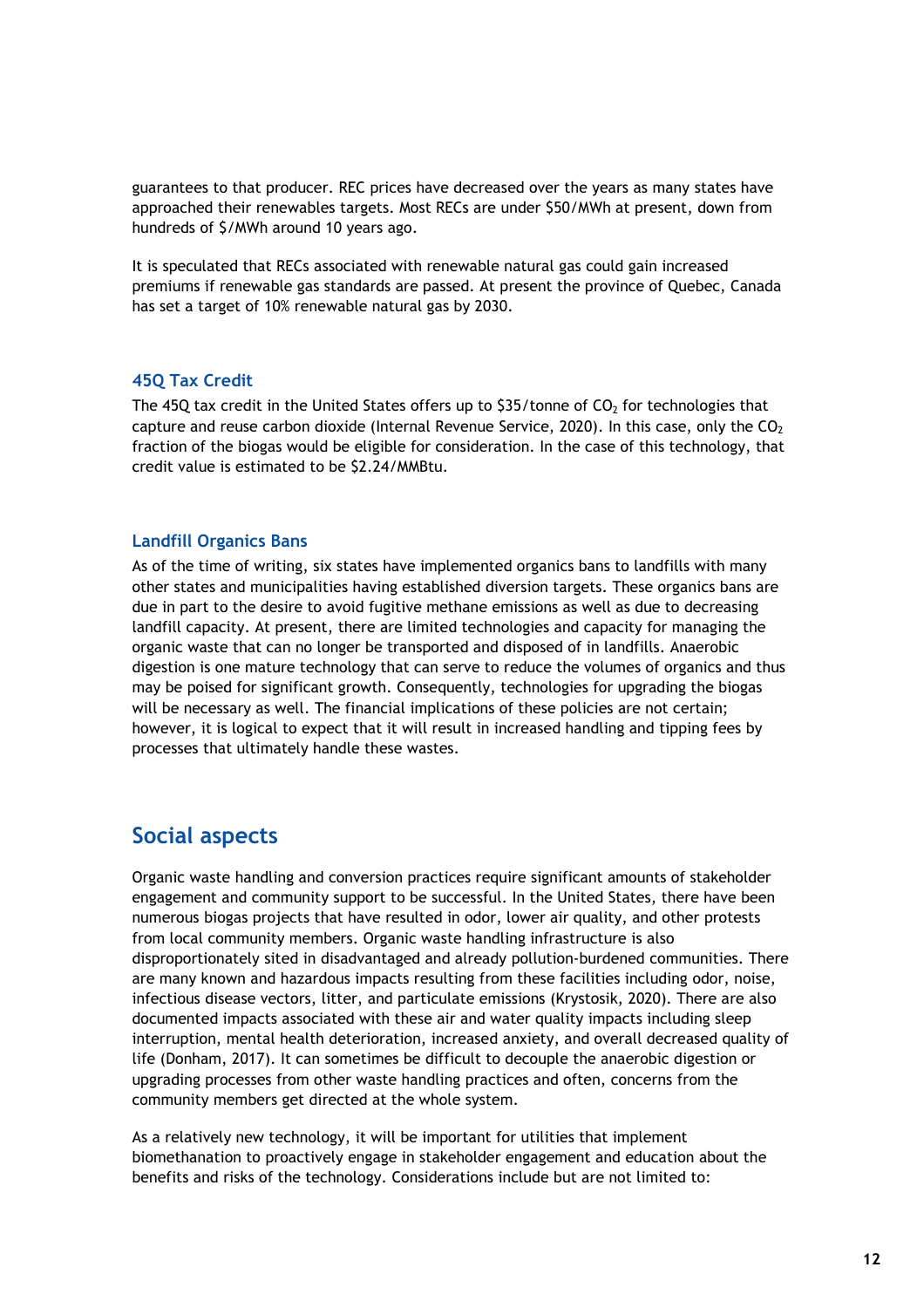guarantees to that producer. REC prices have decreased over the years as many states have approached their renewables targets. Most RECs are under $50/MWh at present, down from hundreds of $/MWh around 10 years ago.

It is speculated that RECs associated with renewable natural gas could gain increased premiums if renewable gas standards are passed. At present the province of Quebec, Canada has set a target of 10% renewable natural gas by 2030.

### 45Q Tax Credit

The 45Q tax credit in the United States offers up to $35/tonne of $CO_2$ for technologies that capture and reuse carbon dioxide (Internal Revenue Service, 2020). In this case, only the $CO_2$ fraction of the biogas would be eligible for consideration. In the case of this technology, that credit value is estimated to be $2.24/MMBtu.

### Landfill Organics Bans

As of the time of writing, six states have implemented organics bans to landfills with many other states and municipalities having established diversion targets. These organics bans are due in part to the desire to avoid fugitive methane emissions as well as due to decreasing landfill capacity. At present, there are limited technologies and capacity for managing the organic waste that can no longer be transported and disposed of in landfills. Anaerobic digestion is one mature technology that can serve to reduce the volumes of organics and thus may be poised for significant growth. Consequently, technologies for upgrading the biogas will be necessary as well. The financial implications of these policies are not certain; however, it is logical to expect that it will result in increased handling and tipping fees by processes that ultimately handle these wastes.

## Social aspects

Organic waste handling and conversion practices require significant amounts of stakeholder engagement and community support to be successful. In the United States, there have been numerous biogas projects that have resulted in odor, lower air quality, and other protests from local community members. Organic waste handling infrastructure is also disproportionately sited in disadvantaged and already pollution-burdened communities. There are many known and hazardous impacts resulting from these facilities including odor, noise, infectious disease vectors, litter, and particulate emissions (Krystosik, 2020). There are also documented impacts associated with these air and water quality impacts including sleep interruption, mental health deterioration, increased anxiety, and overall decreased quality of life (Donham, 2017). It can sometimes be difficult to decouple the anaerobic digestion or upgrading processes from other waste handling practices and often, concerns from the community members get directed at the whole system.

As a relatively new technology, it will be important for utilities that implement biomethanation to proactively engage in stakeholder engagement and education about the benefits and risks of the technology. Considerations include but are not limited to: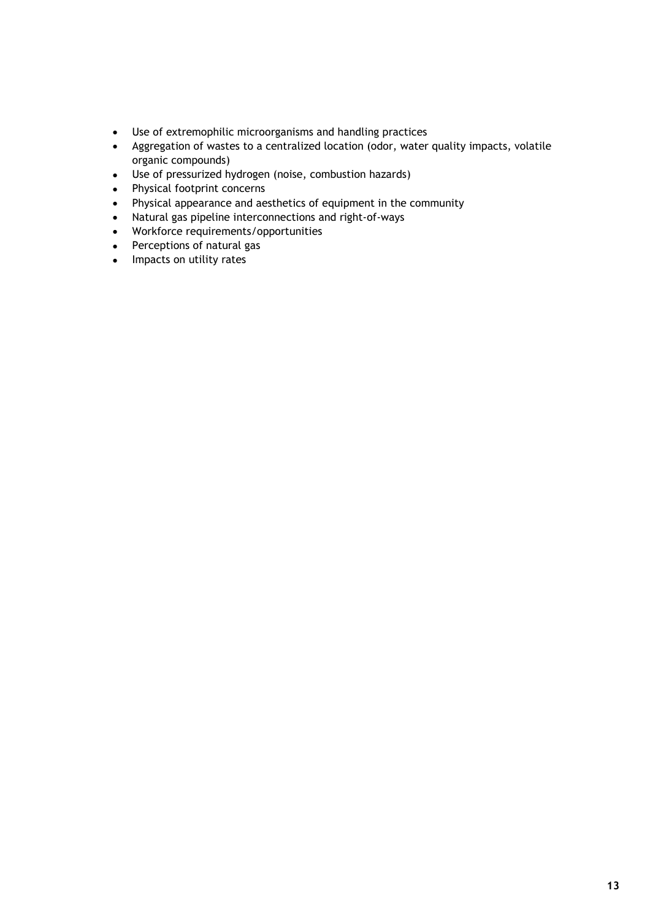- Use of extremophilic microorganisms and handling practices
- Aggregation of wastes to a centralized location (odor, water quality impacts, volatile organic compounds)
- Use of pressurized hydrogen (noise, combustion hazards)
- Physical footprint concerns
- Physical appearance and aesthetics of equipment in the community
- Natural gas pipeline interconnections and right-of-ways
- Workforce requirements/opportunities
- Perceptions of natural gas
- Impacts on utility rates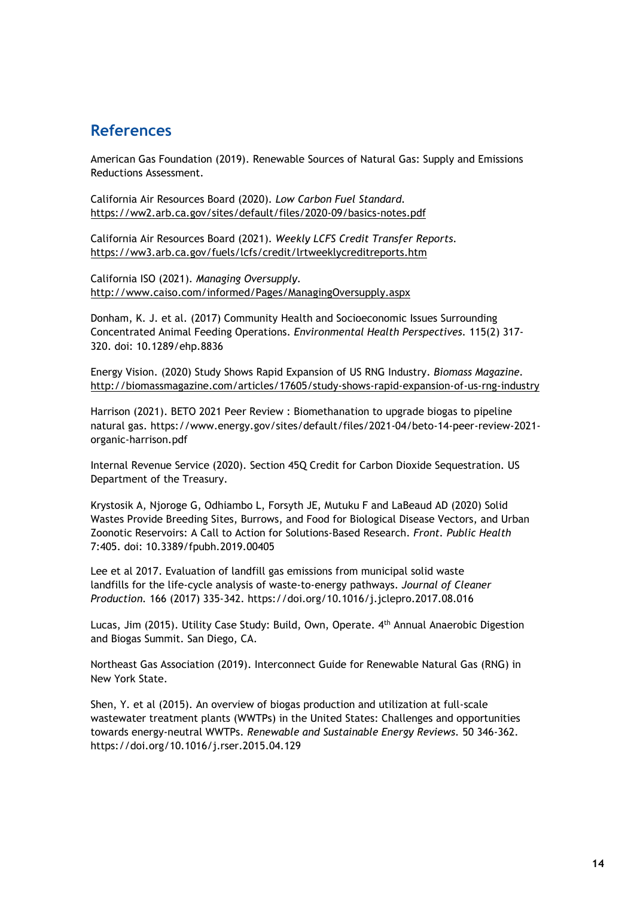## References

American Gas Foundation (2019). Renewable Sources of Natural Gas: Supply and Emissions Reductions Assessment.

California Air Resources Board (2020). *Low Carbon Fuel Standard*. https://ww2.arb.ca.gov/sites/default/files/2020-09/basics-notes.pdf

California Air Resources Board (2021). *Weekly LCFS Credit Transfer Reports*. https://ww3.arb.ca.gov/fuels/lcfs/credit/lrtweeklycreditreports.htm

California ISO (2021). *Managing Oversupply*. http://www.caiso.com/informed/Pages/ManagingOversupply.aspx

Donham, K. J. et al. (2017) Community Health and Socioeconomic Issues Surrounding Concentrated Animal Feeding Operations. *Environmental Health Perspectives*. 115(2) 317-320. doi: 10.1289/ehp.8836

Energy Vision. (2020) Study Shows Rapid Expansion of US RNG Industry. *Biomass Magazine*. http://biomassmagazine.com/articles/17605/study-shows-rapid-expansion-of-us-rng-industry

Harrison (2021). BETO 2021 Peer Review : Biomethanation to upgrade biogas to pipeline natural gas. https://www.energy.gov/sites/default/files/2021-04/beto-14-peer-review-2021-organic-harrison.pdf

Internal Revenue Service (2020). Section 45Q Credit for Carbon Dioxide Sequestration. US Department of the Treasury.

Krystosik A, Njoroge G, Odhiambo L, Forsyth JE, Mutuku F and LaBeaud AD (2020) Solid Wastes Provide Breeding Sites, Burrows, and Food for Biological Disease Vectors, and Urban Zoonotic Reservoirs: A Call to Action for Solutions-Based Research. *Front. Public Health* 7:405. doi: 10.3389/fpubh.2019.00405

Lee et al 2017. Evaluation of landfill gas emissions from municipal solid waste landfills for the life-cycle analysis of waste-to-energy pathways. *Journal of Cleaner Production*. 166 (2017) 335-342. https://doi.org/10.1016/j.jclepro.2017.08.016

Lucas, Jim (2015). Utility Case Study: Build, Own, Operate. 4th Annual Anaerobic Digestion and Biogas Summit. San Diego, CA.

Northeast Gas Association (2019). Interconnect Guide for Renewable Natural Gas (RNG) in New York State.

Shen, Y. et al (2015). An overview of biogas production and utilization at full-scale wastewater treatment plants (WWTPs) in the United States: Challenges and opportunities towards energy-neutral WWTPs. *Renewable and Sustainable Energy Reviews*. 50 346-362. https://doi.org/10.1016/j.rser.2015.04.129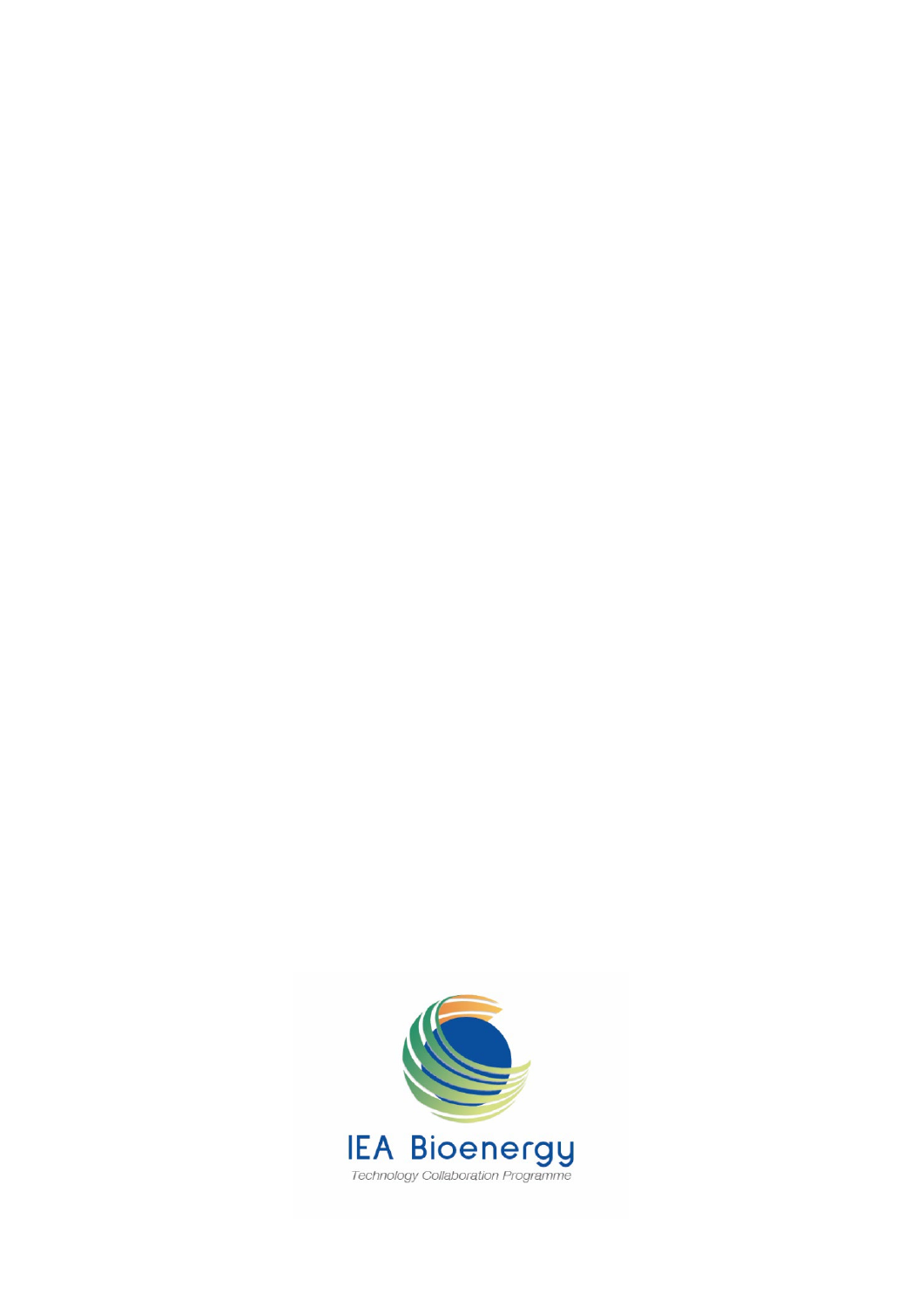IEA Bioenergy

Technology Collaboration Programme